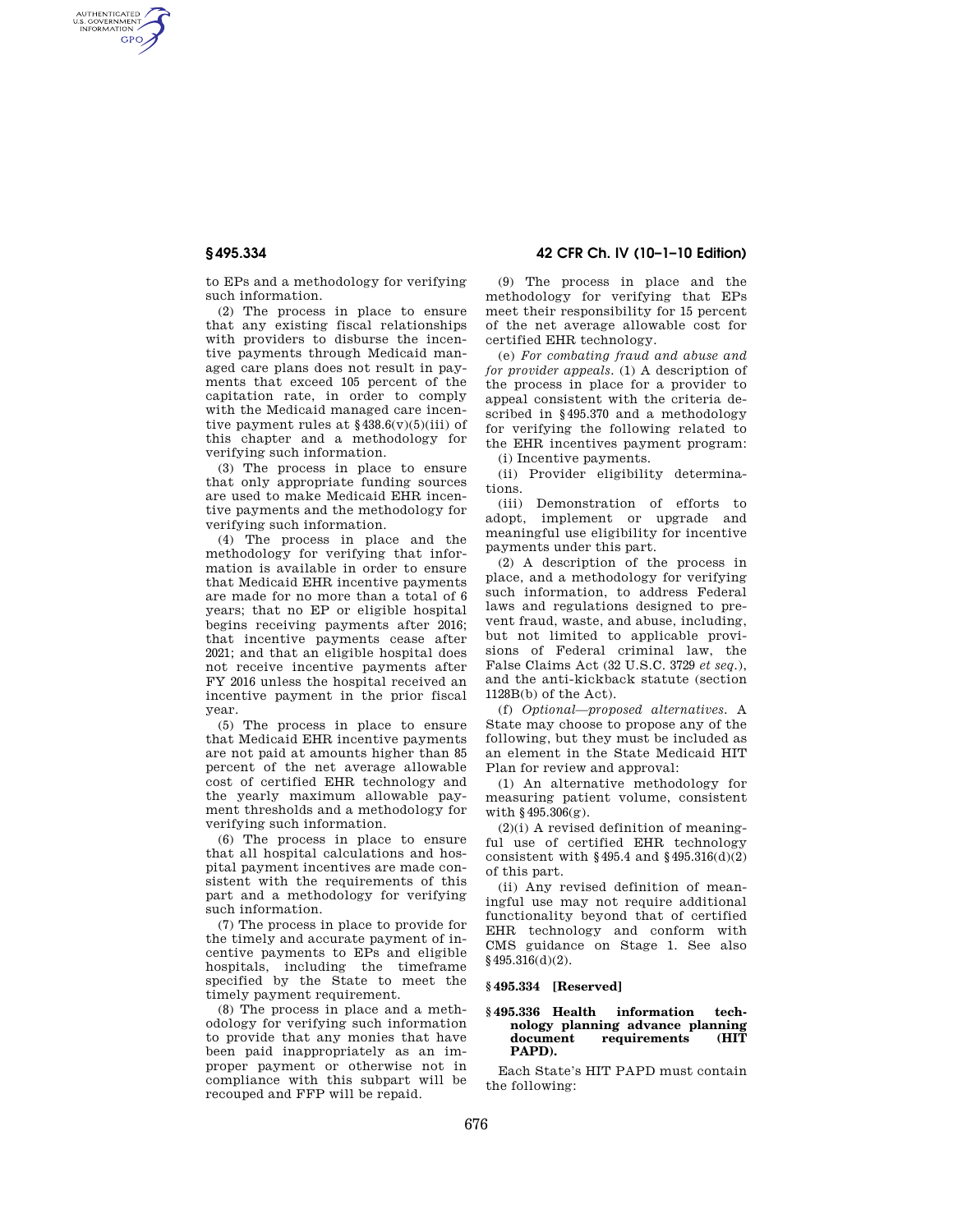to EPs and a methodology for verifying such information.

(2) The process in place to ensure that any existing fiscal relationships with providers to disburse the incentive payments through Medicaid managed care plans does not result in payments that exceed 105 percent of the capitation rate, in order to comply with the Medicaid managed care incentive payment rules at §438.6(v)(5)(iii) of this chapter and a methodology for verifying such information.

(3) The process in place to ensure that only appropriate funding sources are used to make Medicaid EHR incentive payments and the methodology for verifying such information.

(4) The process in place and the methodology for verifying that information is available in order to ensure that Medicaid EHR incentive payments are made for no more than a total of 6 years; that no EP or eligible hospital begins receiving payments after 2016; that incentive payments cease after 2021; and that an eligible hospital does not receive incentive payments after FY 2016 unless the hospital received an incentive payment in the prior fiscal year.

(5) The process in place to ensure that Medicaid EHR incentive payments are not paid at amounts higher than 85 percent of the net average allowable cost of certified EHR technology and the yearly maximum allowable payment thresholds and a methodology for verifying such information.

(6) The process in place to ensure that all hospital calculations and hospital payment incentives are made consistent with the requirements of this part and a methodology for verifying such information.

(7) The process in place to provide for the timely and accurate payment of incentive payments to EPs and eligible hospitals, including the timeframe specified by the State to meet the timely payment requirement.

(8) The process in place and a methodology for verifying such information to provide that any monies that have been paid inappropriately as an improper payment or otherwise not in compliance with this subpart will be recouped and FFP will be repaid.

(9) The process in place and the methodology for verifying that EPs meet their responsibility for 15 percent of the net average allowable cost for certified EHR technology.

(e) *For combating fraud and abuse and for provider appeals.* (1) A description of the process in place for a provider to appeal consistent with the criteria described in §495.370 and a methodology for verifying the following related to the EHR incentives payment program:

(i) Incentive payments.

(ii) Provider eligibility determinations.

(iii) Demonstration of efforts to adopt, implement or upgrade and meaningful use eligibility for incentive payments under this part.

(2) A description of the process in place, and a methodology for verifying such information, to address Federal laws and regulations designed to prevent fraud, waste, and abuse, including, but not limited to applicable provisions of Federal criminal law, the False Claims Act (32 U.S.C. 3729 *et seq.*), and the anti-kickback statute (section 1128B(b) of the Act).

(f) *Optional—proposed alternatives.* A State may choose to propose any of the following, but they must be included as an element in the State Medicaid HIT Plan for review and approval:

(1) An alternative methodology for measuring patient volume, consistent with §495.306(g).

(2)(i) A revised definition of meaningful use of certified EHR technology consistent with §495.4 and §495.316(d)(2) of this part.

(ii) Any revised definition of meaningful use may not require additional functionality beyond that of certified EHR technology and conform with CMS guidance on Stage 1. See also §495.316(d)(2).

**§495.334 [Reserved]**

**§495.336 Health information technology planning advance planning document requirements (HIT PAPD).**

Each State's HIT PAPD must contain the following: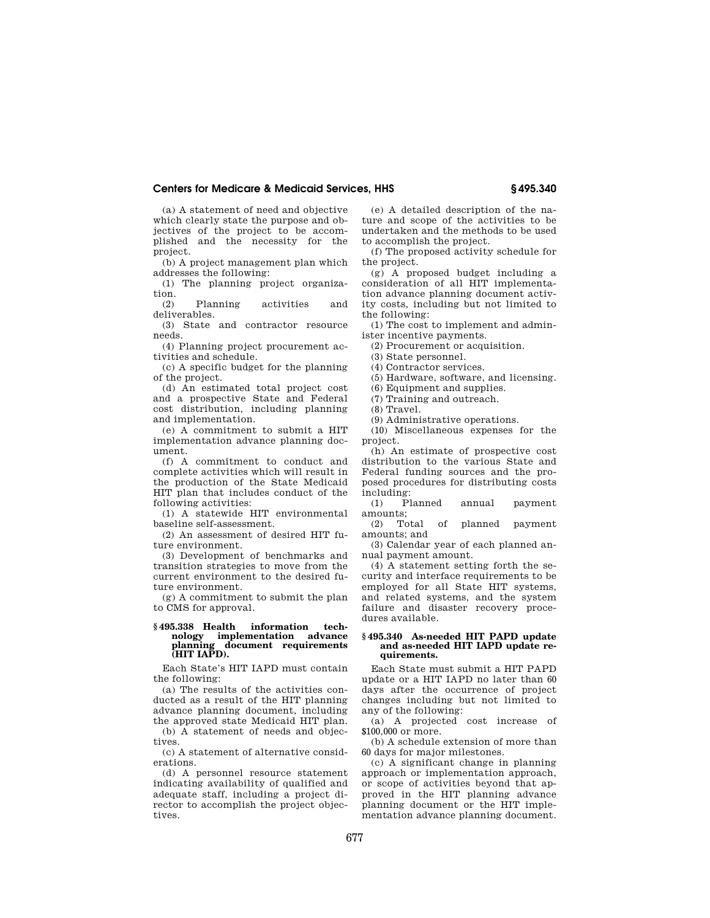(a) A statement of need and objective which clearly state the purpose and objectives of the project to be accomplished and the necessity for the project.

(b) A project management plan which addresses the following:

(1) The planning project organization.

(2) Planning activities and deliverables.

(3) State and contractor resource needs.

(4) Planning project procurement activities and schedule.

(c) A specific budget for the planning of the project.

(d) An estimated total project cost and a prospective State and Federal cost distribution, including planning and implementation.

(e) A commitment to submit a HIT implementation advance planning document.

(f) A commitment to conduct and complete activities which will result in the production of the State Medicaid HIT plan that includes conduct of the following activities:

(1) A statewide HIT environmental baseline self-assessment.

(2) An assessment of desired HIT future environment.

(3) Development of benchmarks and transition strategies to move from the current environment to the desired future environment.

(g) A commitment to submit the plan to CMS for approval.

### § 495.338 Health information technology implementation advance planning document requirements (HIT IAPD).

Each State's HIT IAPD must contain the following:

(a) The results of the activities conducted as a result of the HIT planning advance planning document, including the approved state Medicaid HIT plan.

(b) A statement of needs and objectives.

(c) A statement of alternative considerations.

(d) A personnel resource statement indicating availability of qualified and adequate staff, including a project director to accomplish the project objectives.

(e) A detailed description of the nature and scope of the activities to be undertaken and the methods to be used to accomplish the project.

(f) The proposed activity schedule for the project.

(g) A proposed budget including a consideration of all HIT implementation advance planning document activity costs, including but not limited to the following:

(1) The cost to implement and administer incentive payments.

(2) Procurement or acquisition.

(3) State personnel.

(4) Contractor services.

(5) Hardware, software, and licensing.

(6) Equipment and supplies.

(7) Training and outreach.

(8) Travel.

(9) Administrative operations.

(10) Miscellaneous expenses for the project.

(h) An estimate of prospective cost distribution to the various State and Federal funding sources and the proposed procedures for distributing costs including:

(1) Planned annual payment amounts;

(2) Total of planned payment amounts; and

(3) Calendar year of each planned annual payment amount.

(4) A statement setting forth the security and interface requirements to be employed for all State HIT systems, and related systems, and the system failure and disaster recovery procedures available.

### § 495.340 As-needed HIT PAPD update and as-needed HIT IAPD update requirements.

Each State must submit a HIT PAPD update or a HIT IAPD no later than 60 days after the occurrence of project changes including but not limited to any of the following:

(a) A projected cost increase of $100,000 or more.

(b) A schedule extension of more than 60 days for major milestones.

(c) A significant change in planning approach or implementation approach, or scope of activities beyond that approved in the HIT planning advance planning document or the HIT implementation advance planning document.